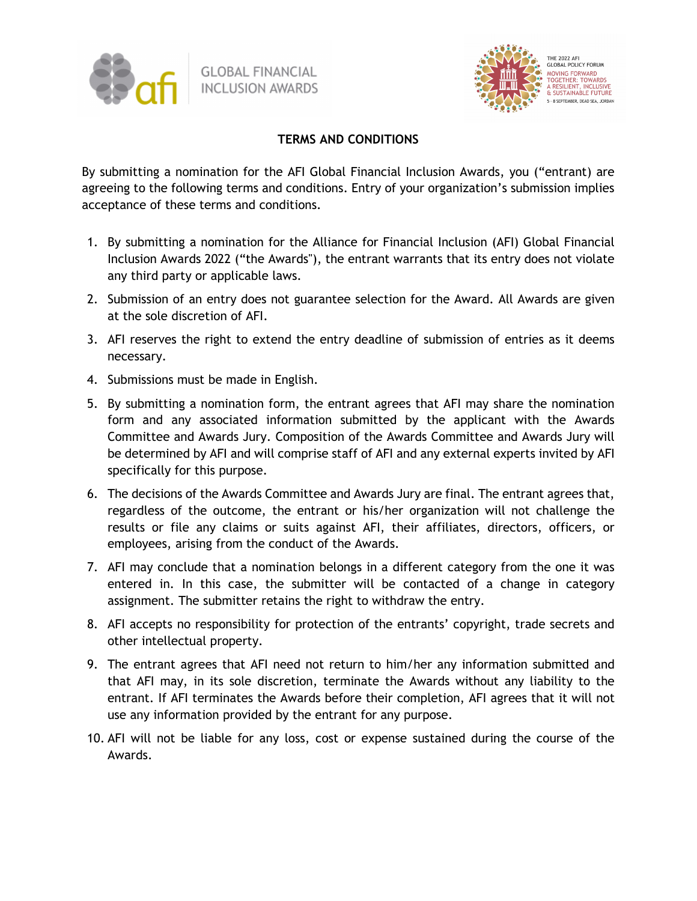# TERMS AND CONDITIONS

By submitting a nomination for the AFI Global Financial Inclusion Awards, you (“entrant) are agreeing to the following terms and conditions. Entry of your organization’s submission implies acceptance of these terms and conditions.

1. By submitting a nomination for the Alliance for Financial Inclusion (AFI) Global Financial Inclusion Awards 2022 (“the Awards"), the entrant warrants that its entry does not violate any third party or applicable laws.
2. Submission of an entry does not guarantee selection for the Award. All Awards are given at the sole discretion of AFI.
3. AFI reserves the right to extend the entry deadline of submission of entries as it deems necessary.
4. Submissions must be made in English.
5. By submitting a nomination form, the entrant agrees that AFI may share the nomination form and any associated information submitted by the applicant with the Awards Committee and Awards Jury. Composition of the Awards Committee and Awards Jury will be determined by AFI and will comprise staff of AFI and any external experts invited by AFI specifically for this purpose.
6. The decisions of the Awards Committee and Awards Jury are final. The entrant agrees that, regardless of the outcome, the entrant or his/her organization will not challenge the results or file any claims or suits against AFI, their affiliates, directors, officers, or employees, arising from the conduct of the Awards.
7. AFI may conclude that a nomination belongs in a different category from the one it was entered in. In this case, the submitter will be contacted of a change in category assignment. The submitter retains the right to withdraw the entry.
8. AFI accepts no responsibility for protection of the entrants’ copyright, trade secrets and other intellectual property.
9. The entrant agrees that AFI need not return to him/her any information submitted and that AFI may, in its sole discretion, terminate the Awards without any liability to the entrant. If AFI terminates the Awards before their completion, AFI agrees that it will not use any information provided by the entrant for any purpose.
10. AFI will not be liable for any loss, cost or expense sustained during the course of the Awards.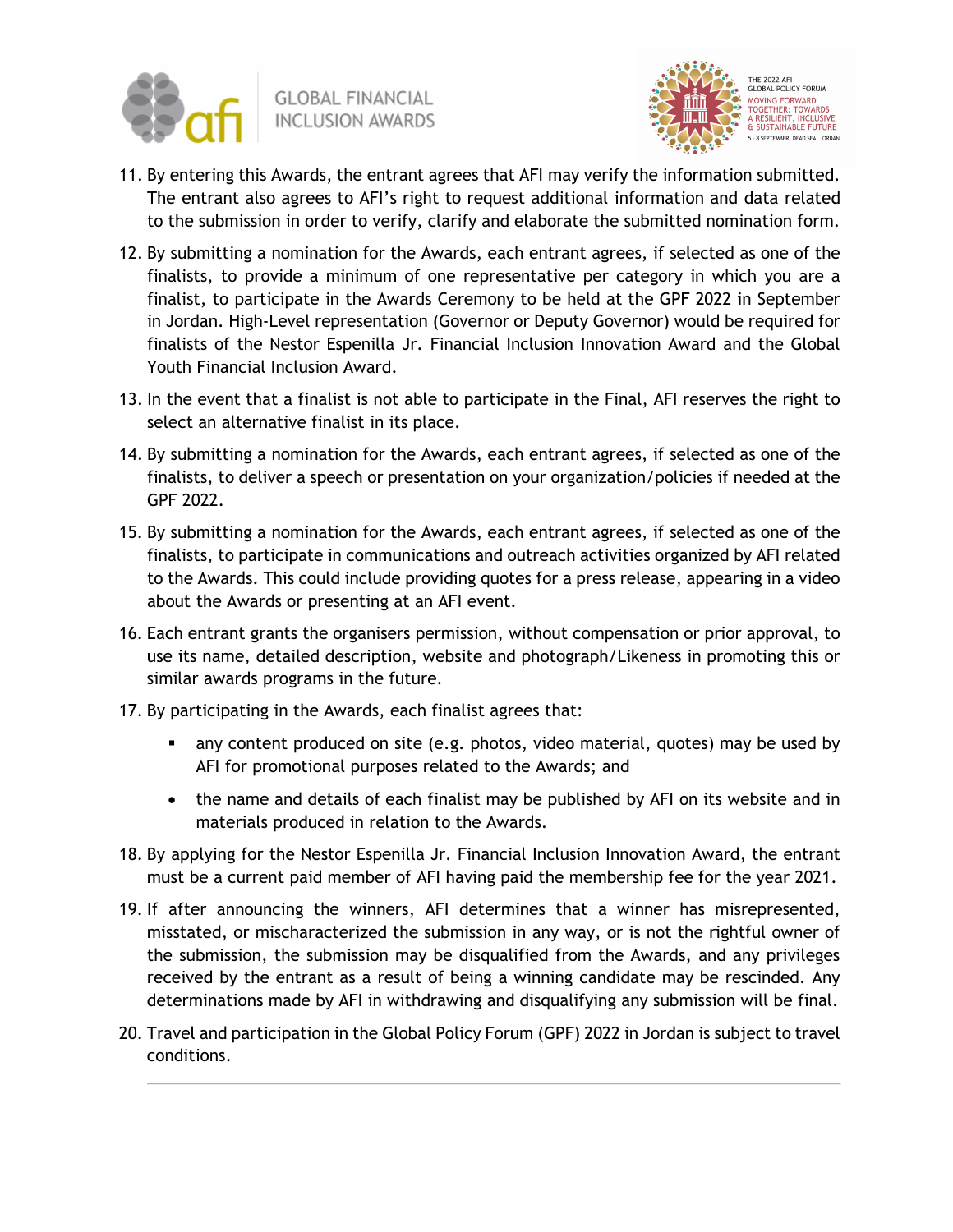11. By entering this Awards, the entrant agrees that AFI may verify the information submitted. The entrant also agrees to AFI's right to request additional information and data related to the submission in order to verify, clarify and elaborate the submitted nomination form.
12. By submitting a nomination for the Awards, each entrant agrees, if selected as one of the finalists, to provide a minimum of one representative per category in which you are a finalist, to participate in the Awards Ceremony to be held at the GPF 2022 in September in Jordan. High-Level representation (Governor or Deputy Governor) would be required for finalists of the Nestor Espenilla Jr. Financial Inclusion Innovation Award and the Global Youth Financial Inclusion Award.
13. In the event that a finalist is not able to participate in the Final, AFI reserves the right to select an alternative finalist in its place.
14. By submitting a nomination for the Awards, each entrant agrees, if selected as one of the finalists, to deliver a speech or presentation on your organization/policies if needed at the GPF 2022.
15. By submitting a nomination for the Awards, each entrant agrees, if selected as one of the finalists, to participate in communications and outreach activities organized by AFI related to the Awards. This could include providing quotes for a press release, appearing in a video about the Awards or presenting at an AFI event.
16. Each entrant grants the organisers permission, without compensation or prior approval, to use its name, detailed description, website and photograph/Likeness in promoting this or similar awards programs in the future.
17. By participating in the Awards, each finalist agrees that:
    - any content produced on site (e.g. photos, video material, quotes) may be used by AFI for promotional purposes related to the Awards; and
    - the name and details of each finalist may be published by AFI on its website and in materials produced in relation to the Awards.
18. By applying for the Nestor Espenilla Jr. Financial Inclusion Innovation Award, the entrant must be a current paid member of AFI having paid the membership fee for the year 2021.
19. If after announcing the winners, AFI determines that a winner has misrepresented, misstated, or mischaracterized the submission in any way, or is not the rightful owner of the submission, the submission may be disqualified from the Awards, and any privileges received by the entrant as a result of being a winning candidate may be rescinded. Any determinations made by AFI in withdrawing and disqualifying any submission will be final.
20. Travel and participation in the Global Policy Forum (GPF) 2022 in Jordan is subject to travel conditions.